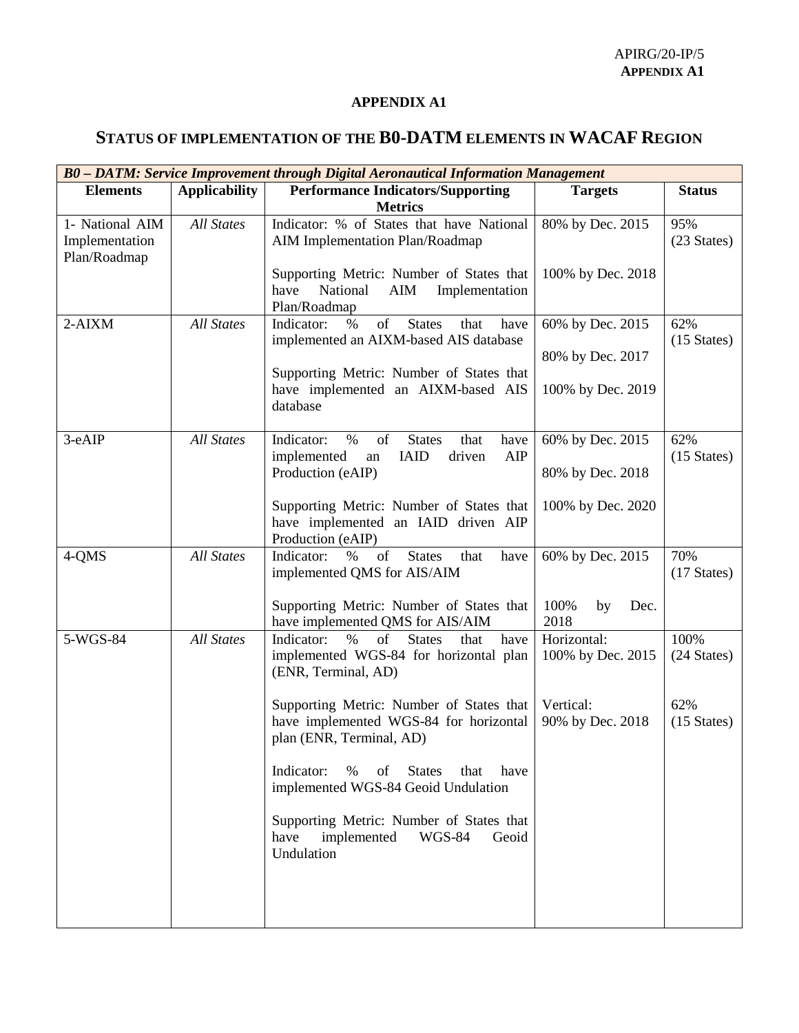## APPENDIX A1

# STATUS OF IMPLEMENTATION OF THE B0-DATM ELEMENTS IN WACAF REGION

| ***B0 – DATM: Service Improvement through Digital Aeronautical Information Management*** | | | | |
|---|---|---|---|---|
| **Elements** | **Applicability** | **Performance Indicators/Supporting Metrics** | **Targets** | **Status** |
| 1- National AIM Implementation Plan/Roadmap | *All States* | Indicator: % of States that have National AIM Implementation Plan/Roadmap<br><br>Supporting Metric: Number of States that have National AIM Implementation Plan/Roadmap | 80% by Dec. 2015<br><br>100% by Dec. 2018 | 95% (23 States) |
| 2-AIXM | *All States* | Indicator: % of States that have implemented an AIXM-based AIS database<br><br>Supporting Metric: Number of States that have implemented an AIXM-based AIS database | 60% by Dec. 2015<br><br>80% by Dec. 2017<br><br>100% by Dec. 2019 | 62% (15 States) |
| 3-eAIP | *All States* | Indicator: % of States that have implemented an IAID driven AIP Production (eAIP)<br><br>Supporting Metric: Number of States that have implemented an IAID driven AIP Production (eAIP) | 60% by Dec. 2015<br><br>80% by Dec. 2018<br><br>100% by Dec. 2020 | 62% (15 States) |
| 4-QMS | *All States* | Indicator: % of States that have implemented QMS for AIS/AIM<br><br>Supporting Metric: Number of States that have implemented QMS for AIS/AIM | 60% by Dec. 2015<br><br>100% by Dec. 2018 | 70% (17 States) |
| 5-WGS-84 | *All States* | Indicator: % of States that have implemented WGS-84 for horizontal plan (ENR, Terminal, AD)<br><br>Supporting Metric: Number of States that have implemented WGS-84 for horizontal plan (ENR, Terminal, AD)<br><br>Indicator: % of States that have implemented WGS-84 Geoid Undulation<br><br>Supporting Metric: Number of States that have implemented WGS-84 Geoid Undulation | Horizontal: 100% by Dec. 2015<br><br>Vertical: 90% by Dec. 2018 | 100% (24 States)<br><br>62% (15 States) |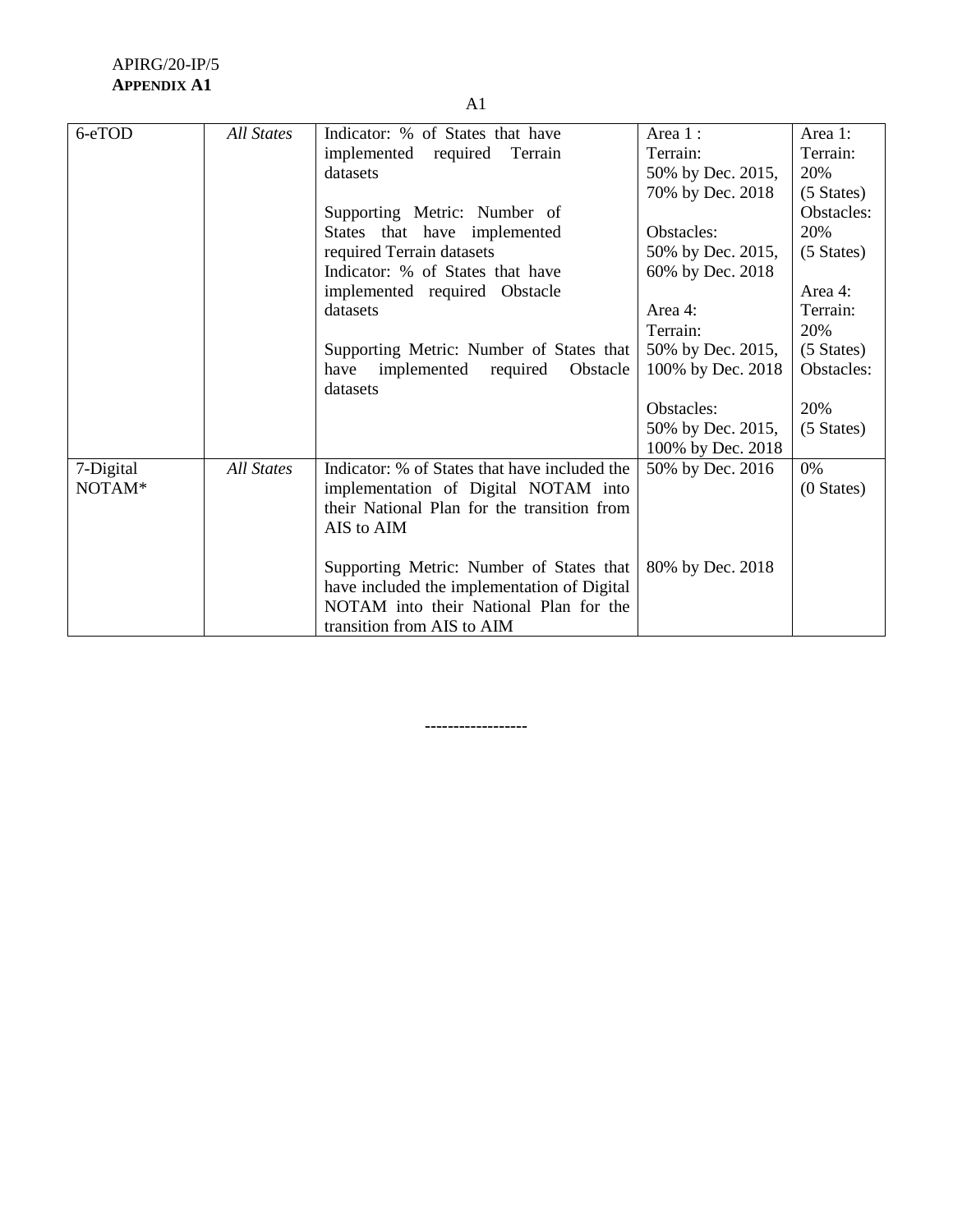| | | | | |
|---|---|---|---|---|
| 6-eTOD | *All States* | Indicator: % of States that have implemented required Terrain datasets<br><br>Supporting Metric: Number of States that have implemented required Terrain datasets<br>Indicator: % of States that have implemented required Obstacle datasets<br><br>Supporting Metric: Number of States that have implemented required Obstacle datasets | Area 1 :<br>Terrain:<br>50% by Dec. 2015,<br>70% by Dec. 2018<br><br>Obstacles:<br>50% by Dec. 2015,<br>60% by Dec. 2018<br><br>Area 4:<br>Terrain:<br>50% by Dec. 2015,<br>100% by Dec. 2018<br><br>Obstacles:<br>50% by Dec. 2015,<br>100% by Dec. 2018 | Area 1:<br>Terrain:<br>20%<br>(5 States)<br>Obstacles:<br>20%<br>(5 States)<br><br>Area 4:<br>Terrain:<br>20%<br>(5 States)<br>Obstacles:<br><br>20%<br>(5 States) |
| 7-Digital NOTAM* | *All States* | Indicator: % of States that have included the implementation of Digital NOTAM into their National Plan for the transition from AIS to AIM<br><br>Supporting Metric: Number of States that have included the implementation of Digital NOTAM into their National Plan for the transition from AIS to AIM | 50% by Dec. 2016<br><br><br><br>80% by Dec. 2018 | 0%<br>(0 States) |

------------------